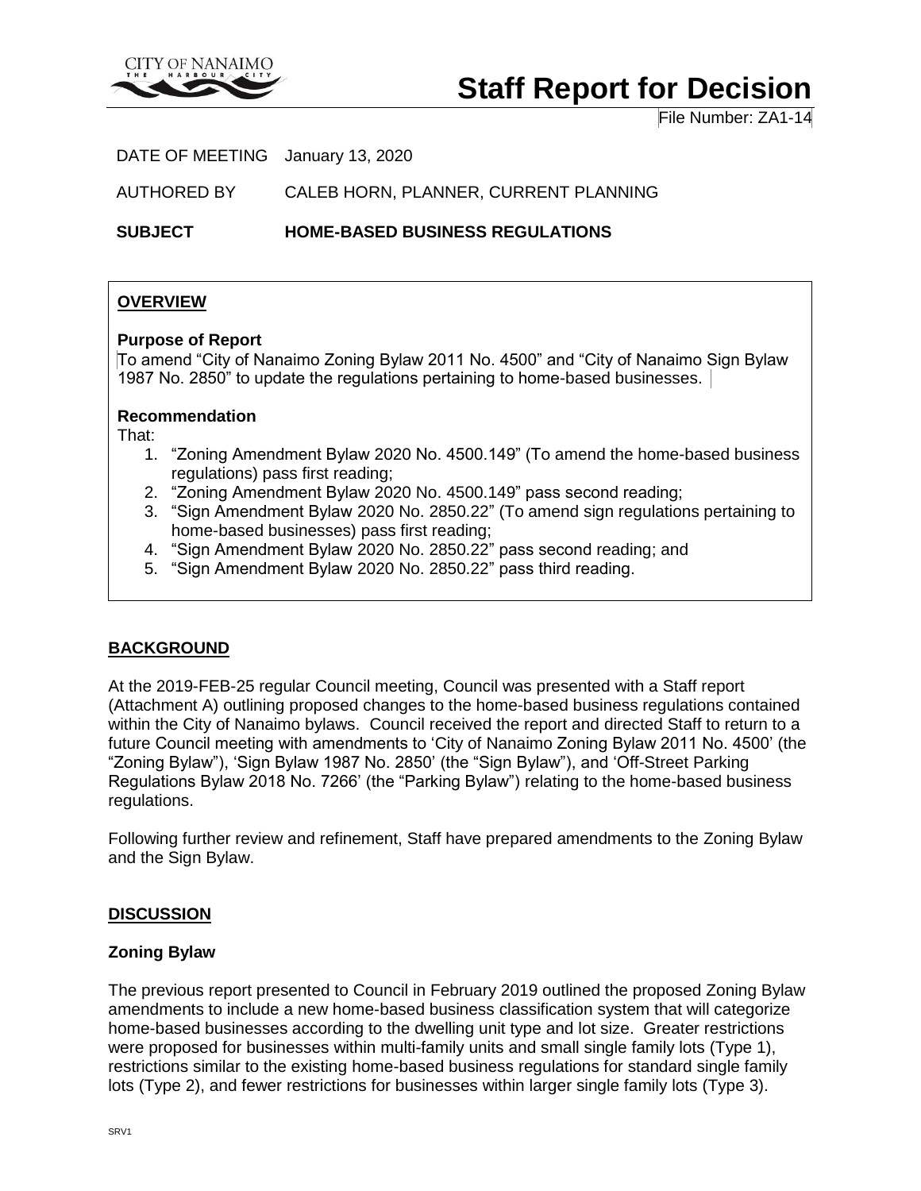CITY OF NANAIMO
THE HARBOUR CITY

# Staff Report for Decision

File Number: ZA1-14

DATE OF MEETING January 13, 2020

AUTHORED BY CALEB HORN, PLANNER, CURRENT PLANNING

**SUBJECT HOME-BASED BUSINESS REGULATIONS**

## OVERVIEW

**Purpose of Report**

To amend "City of Nanaimo Zoning Bylaw 2011 No. 4500" and "City of Nanaimo Sign Bylaw 1987 No. 2850" to update the regulations pertaining to home-based businesses.

**Recommendation**

That:

1. "Zoning Amendment Bylaw 2020 No. 4500.149" (To amend the home-based business regulations) pass first reading;
2. "Zoning Amendment Bylaw 2020 No. 4500.149" pass second reading;
3. "Sign Amendment Bylaw 2020 No. 2850.22" (To amend sign regulations pertaining to home-based businesses) pass first reading;
4. "Sign Amendment Bylaw 2020 No. 2850.22" pass second reading; and
5. "Sign Amendment Bylaw 2020 No. 2850.22" pass third reading.

## BACKGROUND

At the 2019-FEB-25 regular Council meeting, Council was presented with a Staff report (Attachment A) outlining proposed changes to the home-based business regulations contained within the City of Nanaimo bylaws. Council received the report and directed Staff to return to a future Council meeting with amendments to 'City of Nanaimo Zoning Bylaw 2011 No. 4500' (the "Zoning Bylaw"), 'Sign Bylaw 1987 No. 2850' (the "Sign Bylaw"), and 'Off-Street Parking Regulations Bylaw 2018 No. 7266' (the "Parking Bylaw") relating to the home-based business regulations.

Following further review and refinement, Staff have prepared amendments to the Zoning Bylaw and the Sign Bylaw.

## DISCUSSION

### Zoning Bylaw

The previous report presented to Council in February 2019 outlined the proposed Zoning Bylaw amendments to include a new home-based business classification system that will categorize home-based businesses according to the dwelling unit type and lot size. Greater restrictions were proposed for businesses within multi-family units and small single family lots (Type 1), restrictions similar to the existing home-based business regulations for standard single family lots (Type 2), and fewer restrictions for businesses within larger single family lots (Type 3).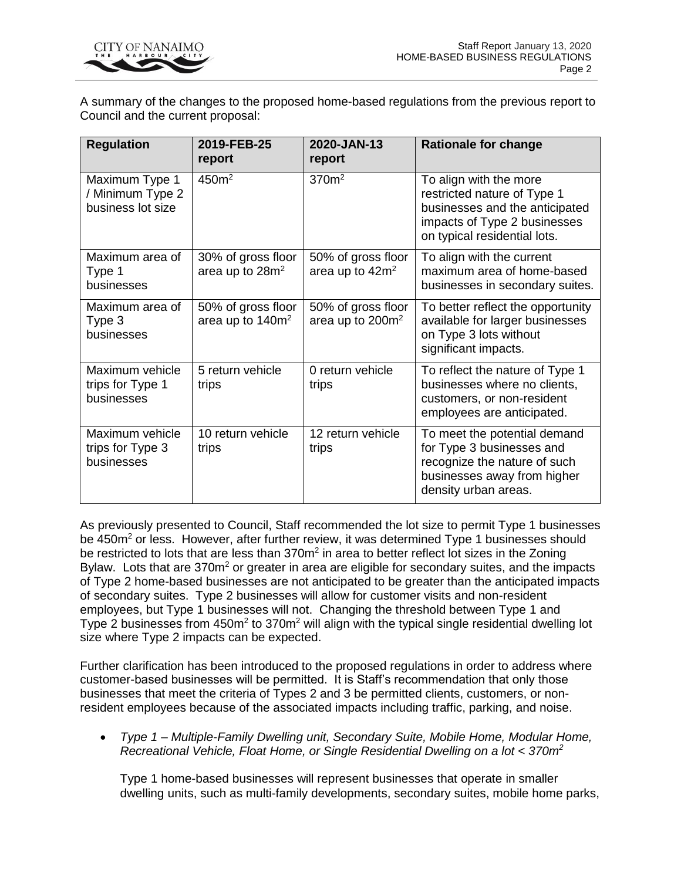A summary of the changes to the proposed home-based regulations from the previous report to Council and the current proposal:

| Regulation | 2019-FEB-25 report | 2020-JAN-13 report | Rationale for change |
|---|---|---|---|
| Maximum Type 1 / Minimum Type 2 business lot size | $450m^2$ | $370m^2$ | To align with the more restricted nature of Type 1 businesses and the anticipated impacts of Type 2 businesses on typical residential lots. |
| Maximum area of Type 1 businesses | 30% of gross floor area up to $28m^2$ | 50% of gross floor area up to $42m^2$ | To align with the current maximum area of home-based businesses in secondary suites. |
| Maximum area of Type 3 businesses | 50% of gross floor area up to $140m^2$ | 50% of gross floor area up to $200m^2$ | To better reflect the opportunity available for larger businesses on Type 3 lots without significant impacts. |
| Maximum vehicle trips for Type 1 businesses | 5 return vehicle trips | 0 return vehicle trips | To reflect the nature of Type 1 businesses where no clients, customers, or non-resident employees are anticipated. |
| Maximum vehicle trips for Type 3 businesses | 10 return vehicle trips | 12 return vehicle trips | To meet the potential demand for Type 3 businesses and recognize the nature of such businesses away from higher density urban areas. |

As previously presented to Council, Staff recommended the lot size to permit Type 1 businesses be $450m^2$ or less. However, after further review, it was determined Type 1 businesses should be restricted to lots that are less than $370m^2$ in area to better reflect lot sizes in the Zoning Bylaw. Lots that are $370m^2$ or greater in area are eligible for secondary suites, and the impacts of Type 2 home-based businesses are not anticipated to be greater than the anticipated impacts of secondary suites. Type 2 businesses will allow for customer visits and non-resident employees, but Type 1 businesses will not. Changing the threshold between Type 1 and Type 2 businesses from $450m^2$ to $370m^2$ will align with the typical single residential dwelling lot size where Type 2 impacts can be expected.

Further clarification has been introduced to the proposed regulations in order to address where customer-based businesses will be permitted. It is Staff's recommendation that only those businesses that meet the criteria of Types 2 and 3 be permitted clients, customers, or non-resident employees because of the associated impacts including traffic, parking, and noise.

- *Type 1 – Multiple-Family Dwelling unit, Secondary Suite, Mobile Home, Modular Home, Recreational Vehicle, Float Home, or Single Residential Dwelling on a lot < $370m^2$*

  Type 1 home-based businesses will represent businesses that operate in smaller dwelling units, such as multi-family developments, secondary suites, mobile home parks,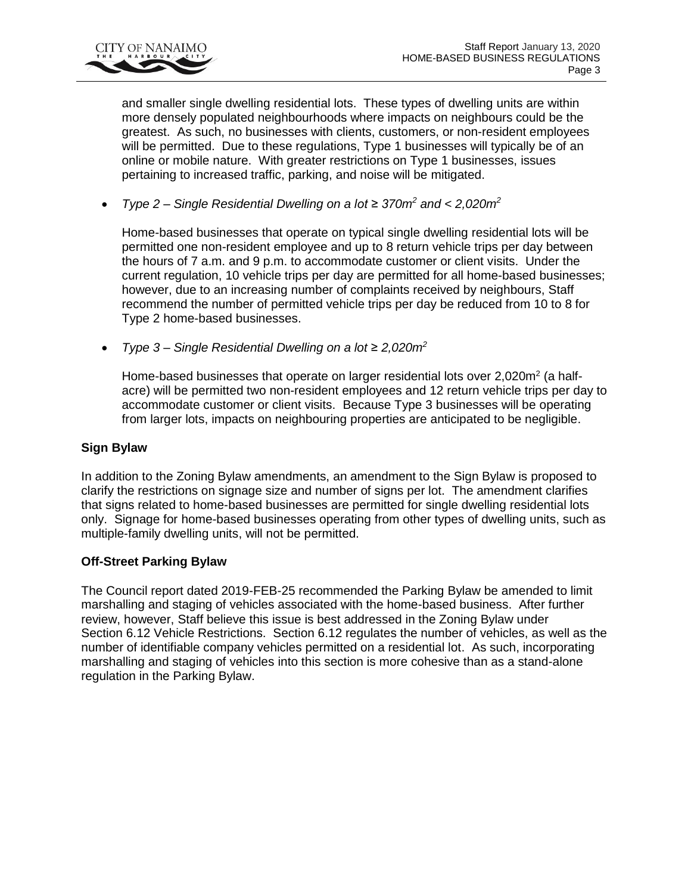and smaller single dwelling residential lots. These types of dwelling units are within more densely populated neighbourhoods where impacts on neighbours could be the greatest. As such, no businesses with clients, customers, or non-resident employees will be permitted. Due to these regulations, Type 1 businesses will typically be of an online or mobile nature. With greater restrictions on Type 1 businesses, issues pertaining to increased traffic, parking, and noise will be mitigated.

- *Type 2 – Single Residential Dwelling on a lot ≥ 370m² and < 2,020m²*

  Home-based businesses that operate on typical single dwelling residential lots will be permitted one non-resident employee and up to 8 return vehicle trips per day between the hours of 7 a.m. and 9 p.m. to accommodate customer or client visits. Under the current regulation, 10 vehicle trips per day are permitted for all home-based businesses; however, due to an increasing number of complaints received by neighbours, Staff recommend the number of permitted vehicle trips per day be reduced from 10 to 8 for Type 2 home-based businesses.

- *Type 3 – Single Residential Dwelling on a lot ≥ 2,020m²*

  Home-based businesses that operate on larger residential lots over 2,020m² (a half-acre) will be permitted two non-resident employees and 12 return vehicle trips per day to accommodate customer or client visits. Because Type 3 businesses will be operating from larger lots, impacts on neighbouring properties are anticipated to be negligible.

**Sign Bylaw**

In addition to the Zoning Bylaw amendments, an amendment to the Sign Bylaw is proposed to clarify the restrictions on signage size and number of signs per lot. The amendment clarifies that signs related to home-based businesses are permitted for single dwelling residential lots only. Signage for home-based businesses operating from other types of dwelling units, such as multiple-family dwelling units, will not be permitted.

**Off-Street Parking Bylaw**

The Council report dated 2019-FEB-25 recommended the Parking Bylaw be amended to limit marshalling and staging of vehicles associated with the home-based business. After further review, however, Staff believe this issue is best addressed in the Zoning Bylaw under Section 6.12 Vehicle Restrictions. Section 6.12 regulates the number of vehicles, as well as the number of identifiable company vehicles permitted on a residential lot. As such, incorporating marshalling and staging of vehicles into this section is more cohesive than as a stand-alone regulation in the Parking Bylaw.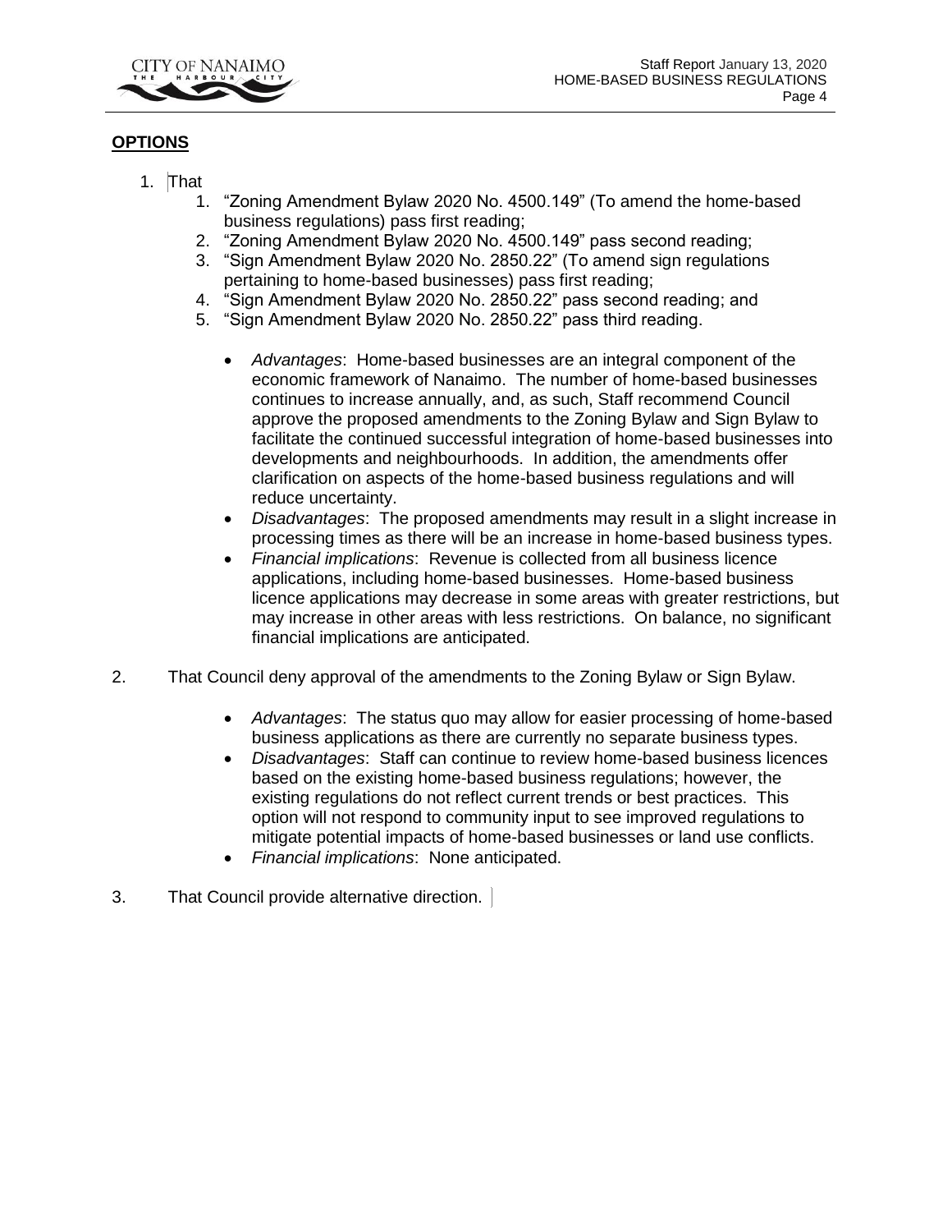## OPTIONS

1. That
   1. "Zoning Amendment Bylaw 2020 No. 4500.149" (To amend the home-based business regulations) pass first reading;
   2. "Zoning Amendment Bylaw 2020 No. 4500.149" pass second reading;
   3. "Sign Amendment Bylaw 2020 No. 2850.22" (To amend sign regulations pertaining to home-based businesses) pass first reading;
   4. "Sign Amendment Bylaw 2020 No. 2850.22" pass second reading; and
   5. "Sign Amendment Bylaw 2020 No. 2850.22" pass third reading.

      - *Advantages*: Home-based businesses are an integral component of the economic framework of Nanaimo. The number of home-based businesses continues to increase annually, and, as such, Staff recommend Council approve the proposed amendments to the Zoning Bylaw and Sign Bylaw to facilitate the continued successful integration of home-based businesses into developments and neighbourhoods. In addition, the amendments offer clarification on aspects of the home-based business regulations and will reduce uncertainty.
      - *Disadvantages*: The proposed amendments may result in a slight increase in processing times as there will be an increase in home-based business types.
      - *Financial implications*: Revenue is collected from all business licence applications, including home-based businesses. Home-based business licence applications may decrease in some areas with greater restrictions, but may increase in other areas with less restrictions. On balance, no significant financial implications are anticipated.

2. That Council deny approval of the amendments to the Zoning Bylaw or Sign Bylaw.

   - *Advantages*: The status quo may allow for easier processing of home-based business applications as there are currently no separate business types.
   - *Disadvantages*: Staff can continue to review home-based business licences based on the existing home-based business regulations; however, the existing regulations do not reflect current trends or best practices. This option will not respond to community input to see improved regulations to mitigate potential impacts of home-based businesses or land use conflicts.
   - *Financial implications*: None anticipated.

3. That Council provide alternative direction.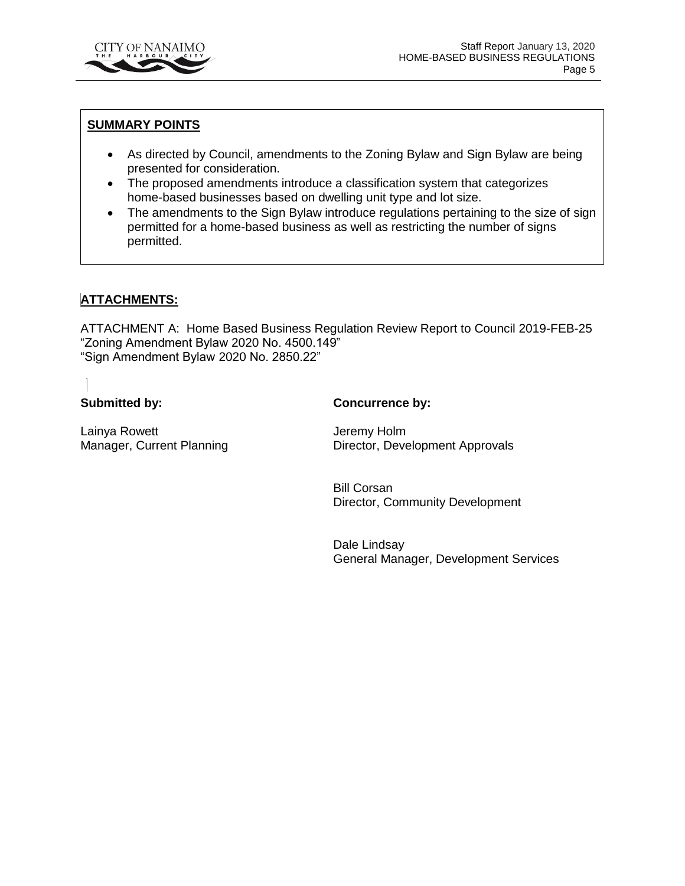## SUMMARY POINTS

- As directed by Council, amendments to the Zoning Bylaw and Sign Bylaw are being presented for consideration.
- The proposed amendments introduce a classification system that categorizes home-based businesses based on dwelling unit type and lot size.
- The amendments to the Sign Bylaw introduce regulations pertaining to the size of sign permitted for a home-based business as well as restricting the number of signs permitted.

## ATTACHMENTS:

ATTACHMENT A: Home Based Business Regulation Review Report to Council 2019-FEB-25
"Zoning Amendment Bylaw 2020 No. 4500.149"
"Sign Amendment Bylaw 2020 No. 2850.22"

**Submitted by:**

Lainya Rowett
Manager, Current Planning

**Concurrence by:**

Jeremy Holm
Director, Development Approvals

Bill Corsan
Director, Community Development

Dale Lindsay
General Manager, Development Services